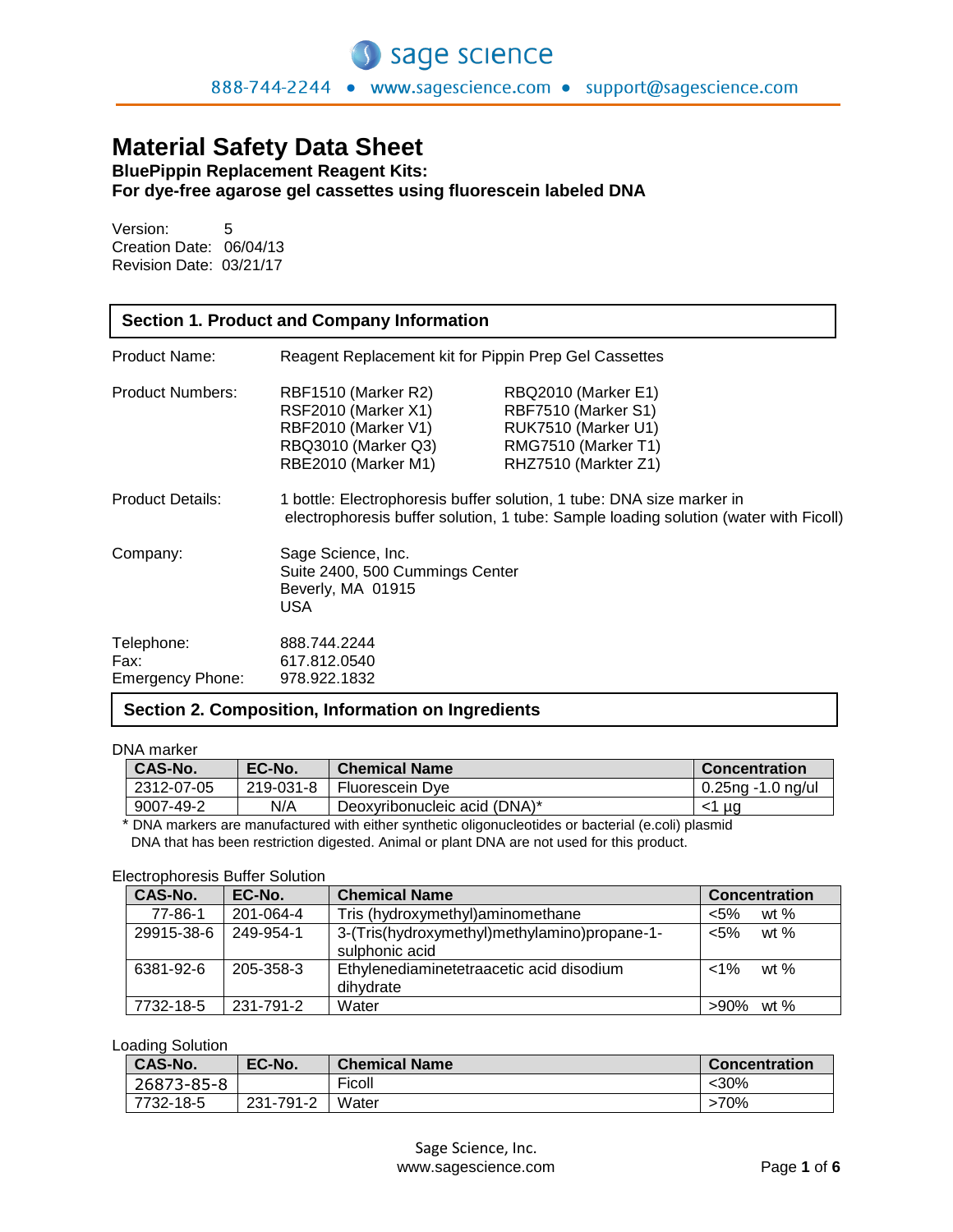# Material Safety Data Sheet

**BluePippin Replacement Reagent Kits:**
**For dye-free agarose gel cassettes using fluorescein labeled DNA**

Version: 5
Creation Date: 06/04/13
Revision Date: 03/21/17

## Section 1. Product and Company Information

Product Name: Reagent Replacement kit for Pippin Prep Gel Cassettes

Product Numbers:

| | |
|---|---|
| RBF1510 (Marker R2) | RBQ2010 (Marker E1) |
| RSF2010 (Marker X1) | RBF7510 (Marker S1) |
| RBF2010 (Marker V1) | RUK7510 (Marker U1) |
| RBQ3010 (Marker Q3) | RMG7510 (Marker T1) |
| RBE2010 (Marker M1) | RHZ7510 (Markter Z1) |

Product Details: 1 bottle: Electrophoresis buffer solution, 1 tube: DNA size marker in electrophoresis buffer solution, 1 tube: Sample loading solution (water with Ficoll)

Company: Sage Science, Inc.
Suite 2400, 500 Cummings Center
Beverly, MA 01915
USA

Telephone: 888.744.2244
Fax: 617.812.0540
Emergency Phone: 978.922.1832

## Section 2. Composition, Information on Ingredients

DNA marker

| CAS-No. | EC-No. | Chemical Name | Concentration |
|---|---|---|---|
| 2312-07-05 | 219-031-8 | Fluorescein Dye | 0.25ng -1.0 ng/ul |
| 9007-49-2 | N/A | Deoxyribonucleic acid (DNA)* | <1 µg |

\* DNA markers are manufactured with either synthetic oligonucleotides or bacterial (e.coli) plasmid DNA that has been restriction digested. Animal or plant DNA are not used for this product.

Electrophoresis Buffer Solution

| CAS-No. | EC-No. | Chemical Name | Concentration |
|---|---|---|---|
| 77-86-1 | 201-064-4 | Tris (hydroxymethyl)aminomethane | <5% wt % |
| 29915-38-6 | 249-954-1 | 3-(Tris(hydroxymethyl)methylamino)propane-1-sulphonic acid | <5% wt % |
| 6381-92-6 | 205-358-3 | Ethylenediaminetetraacetic acid disodium dihydrate | <1% wt % |
| 7732-18-5 | 231-791-2 | Water | >90% wt % |

Loading Solution

| CAS-No. | EC-No. | Chemical Name | Concentration |
|---|---|---|---|
| 26873-85-8 | | Ficoll | <30% |
| 7732-18-5 | 231-791-2 | Water | >70% |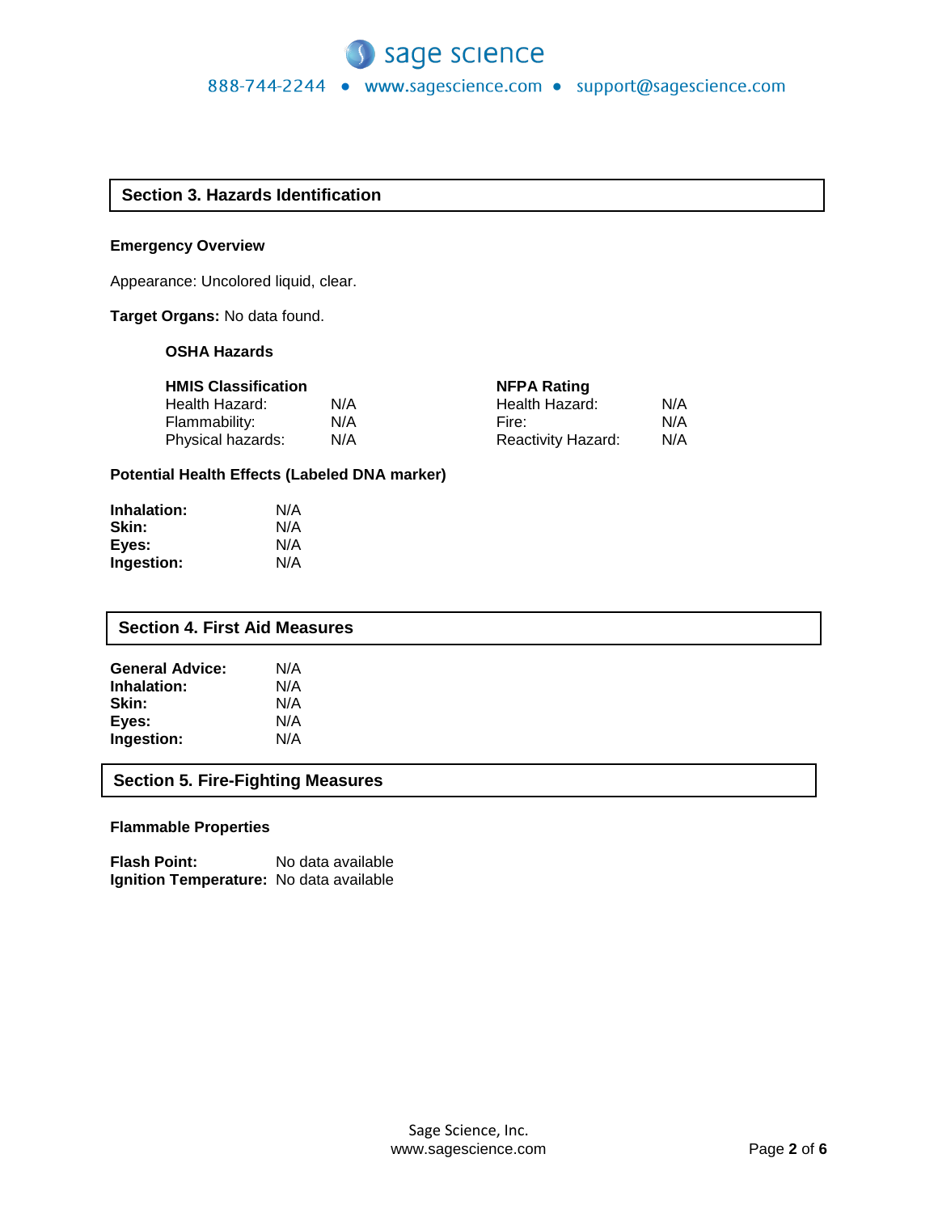## Section 3. Hazards Identification

**Emergency Overview**

Appearance: Uncolored liquid, clear.

**Target Organs:** No data found.

**OSHA Hazards**

| **HMIS Classification** | | **NFPA Rating** | |
|---|---|---|---|
| Health Hazard: | N/A | Health Hazard: | N/A |
| Flammability: | N/A | Fire: | N/A |
| Physical hazards: | N/A | Reactivity Hazard: | N/A |

**Potential Health Effects (Labeled DNA marker)**

**Inhalation:** N/A
**Skin:** N/A
**Eyes:** N/A
**Ingestion:** N/A

## Section 4. First Aid Measures

**General Advice:** N/A
**Inhalation:** N/A
**Skin:** N/A
**Eyes:** N/A
**Ingestion:** N/A

## Section 5. Fire-Fighting Measures

**Flammable Properties**

**Flash Point:** No data available
**Ignition Temperature:** No data available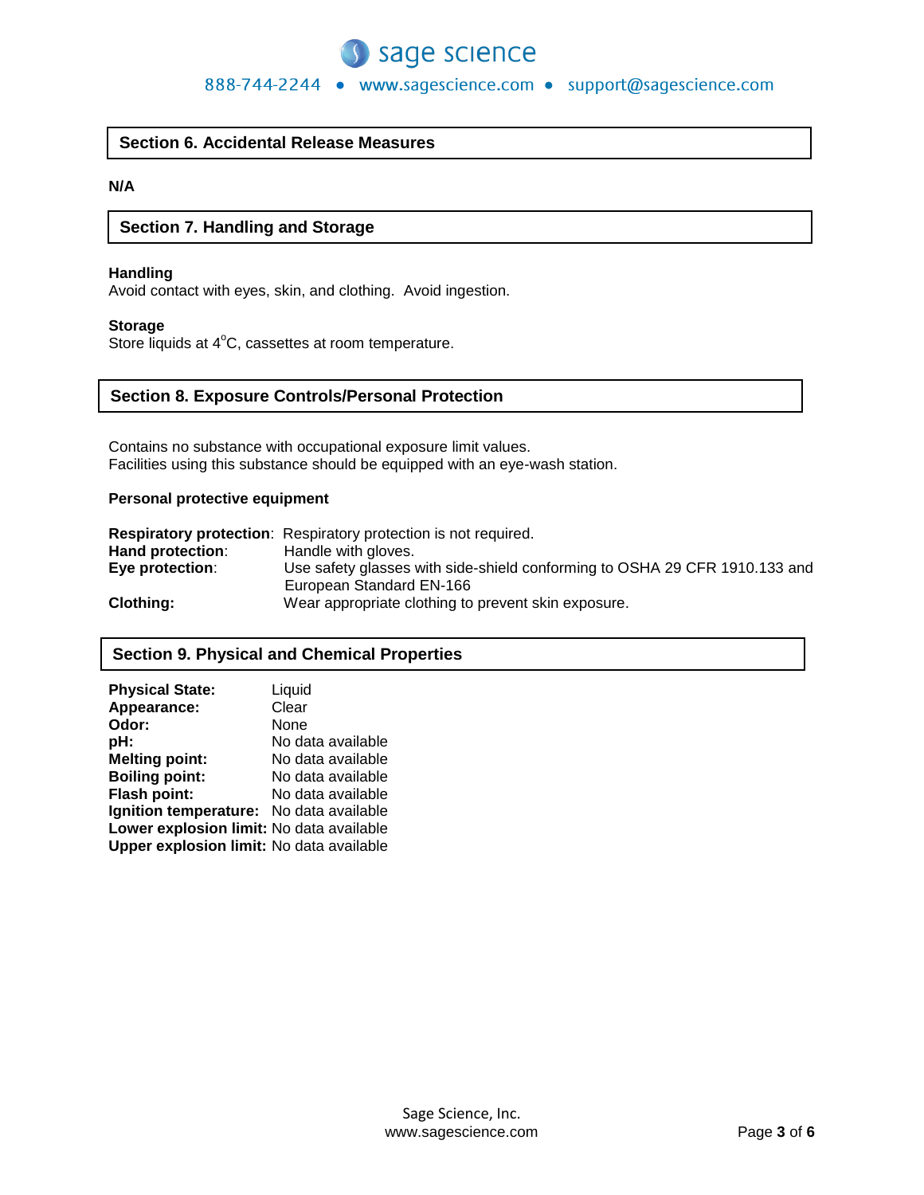## Section 6. Accidental Release Measures

**N/A**

## Section 7. Handling and Storage

**Handling**
Avoid contact with eyes, skin, and clothing. Avoid ingestion.

**Storage**
Store liquids at 4°C, cassettes at room temperature.

## Section 8. Exposure Controls/Personal Protection

Contains no substance with occupational exposure limit values.
Facilities using this substance should be equipped with an eye-wash station.

**Personal protective equipment**

**Respiratory protection**: Respiratory protection is not required.
**Hand protection**: Handle with gloves.
**Eye protection**: Use safety glasses with side-shield conforming to OSHA 29 CFR 1910.133 and European Standard EN-166
**Clothing:** Wear appropriate clothing to prevent skin exposure.

## Section 9. Physical and Chemical Properties

**Physical State:** Liquid
**Appearance:** Clear
**Odor:** None
**pH:** No data available
**Melting point:** No data available
**Boiling point:** No data available
**Flash point:** No data available
**Ignition temperature:** No data available
**Lower explosion limit:** No data available
**Upper explosion limit:** No data available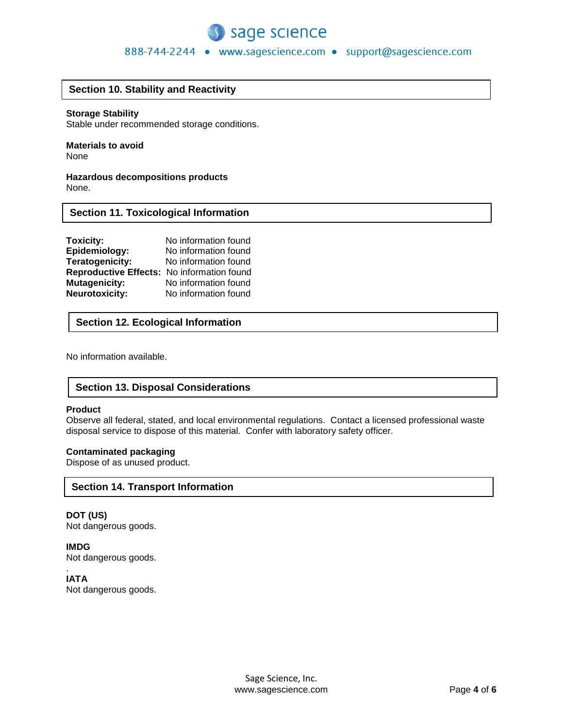## Section 10. Stability and Reactivity

**Storage Stability**
Stable under recommended storage conditions.

**Materials to avoid**
None

**Hazardous decompositions products**
None.

## Section 11. Toxicological Information

| | |
|---|---|
| **Toxicity:** | No information found |
| **Epidemiology:** | No information found |
| **Teratogenicity:** | No information found |
| **Reproductive Effects:** | No information found |
| **Mutagenicity:** | No information found |
| **Neurotoxicity:** | No information found |

## Section 12. Ecological Information

No information available.

## Section 13. Disposal Considerations

**Product**
Observe all federal, stated, and local environmental regulations. Contact a licensed professional waste disposal service to dispose of this material. Confer with laboratory safety officer.

**Contaminated packaging**
Dispose of as unused product.

## Section 14. Transport Information

**DOT (US)**
Not dangerous goods.

**IMDG**
Not dangerous goods.

**IATA**
Not dangerous goods.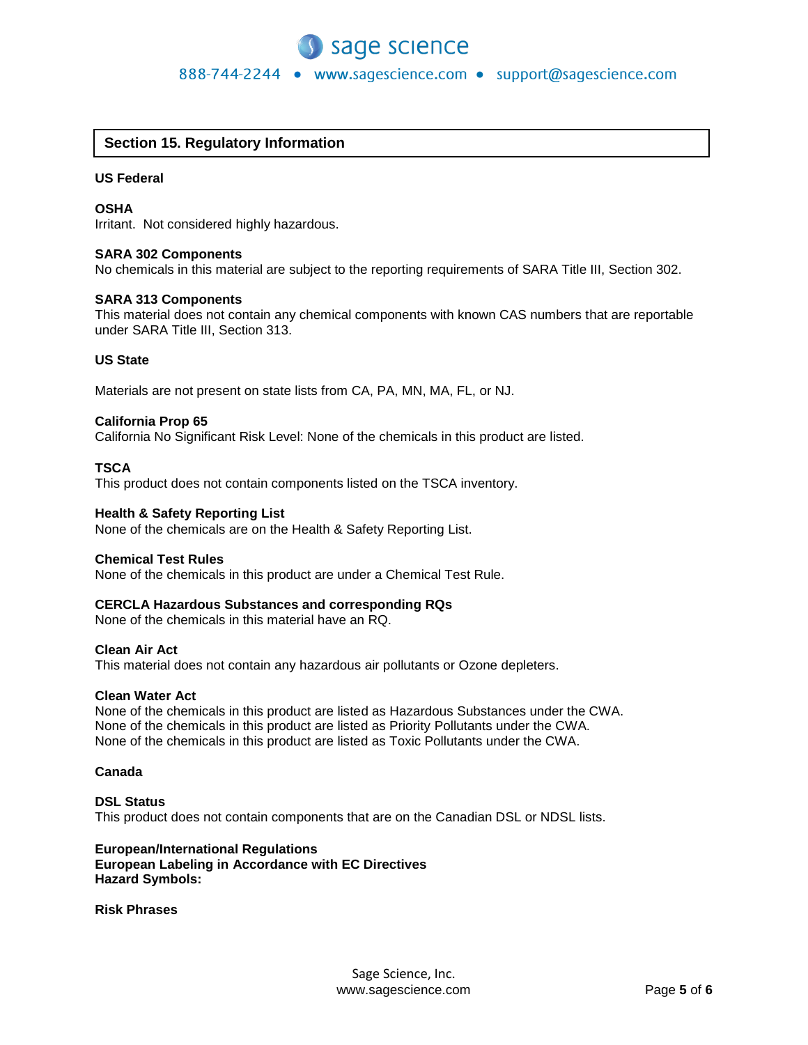## Section 15. Regulatory Information

**US Federal**

**OSHA**
Irritant. Not considered highly hazardous.

**SARA 302 Components**
No chemicals in this material are subject to the reporting requirements of SARA Title III, Section 302.

**SARA 313 Components**
This material does not contain any chemical components with known CAS numbers that are reportable under SARA Title III, Section 313.

**US State**

Materials are not present on state lists from CA, PA, MN, MA, FL, or NJ.

**California Prop 65**
California No Significant Risk Level: None of the chemicals in this product are listed.

**TSCA**
This product does not contain components listed on the TSCA inventory.

**Health & Safety Reporting List**
None of the chemicals are on the Health & Safety Reporting List.

**Chemical Test Rules**
None of the chemicals in this product are under a Chemical Test Rule.

**CERCLA Hazardous Substances and corresponding RQs**
None of the chemicals in this material have an RQ.

**Clean Air Act**
This material does not contain any hazardous air pollutants or Ozone depleters.

**Clean Water Act**
None of the chemicals in this product are listed as Hazardous Substances under the CWA.
None of the chemicals in this product are listed as Priority Pollutants under the CWA.
None of the chemicals in this product are listed as Toxic Pollutants under the CWA.

**Canada**

**DSL Status**
This product does not contain components that are on the Canadian DSL or NDSL lists.

**European/International Regulations**
**European Labeling in Accordance with EC Directives**
**Hazard Symbols:**

**Risk Phrases**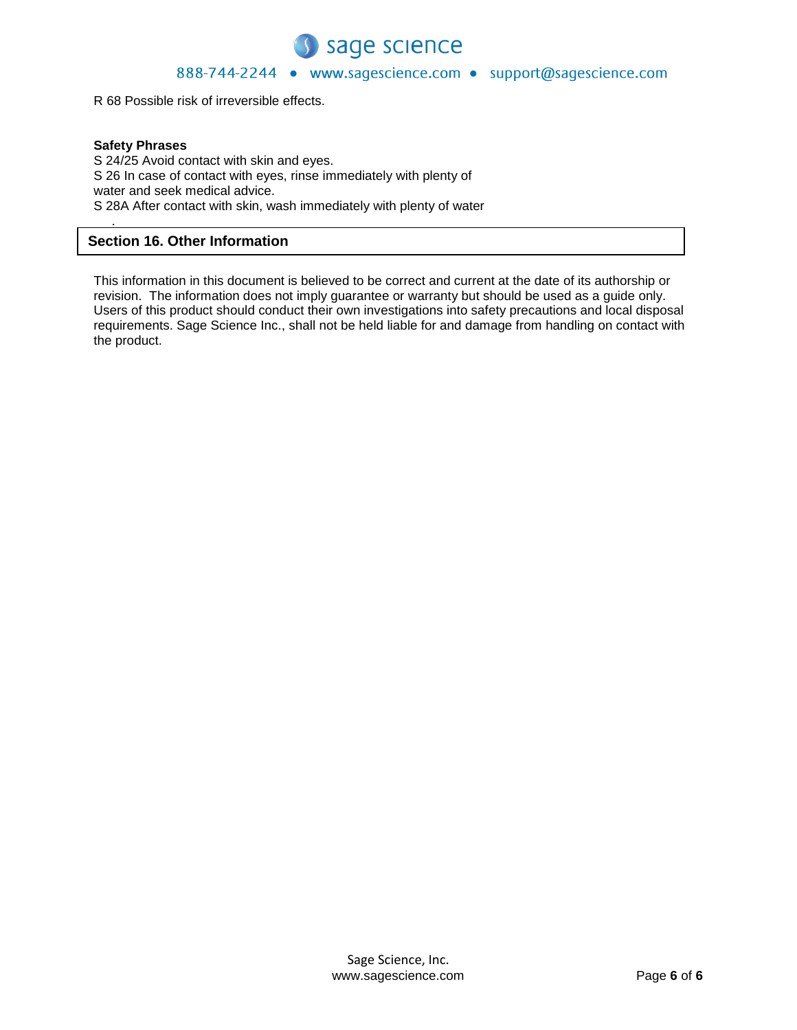R 68 Possible risk of irreversible effects.

**Safety Phrases**

S 24/25 Avoid contact with skin and eyes.
S 26 In case of contact with eyes, rinse immediately with plenty of water and seek medical advice.
S 28A After contact with skin, wash immediately with plenty of water
.

## Section 16. Other Information

This information in this document is believed to be correct and current at the date of its authorship or revision. The information does not imply guarantee or warranty but should be used as a guide only. Users of this product should conduct their own investigations into safety precautions and local disposal requirements. Sage Science Inc., shall not be held liable for and damage from handling on contact with the product.